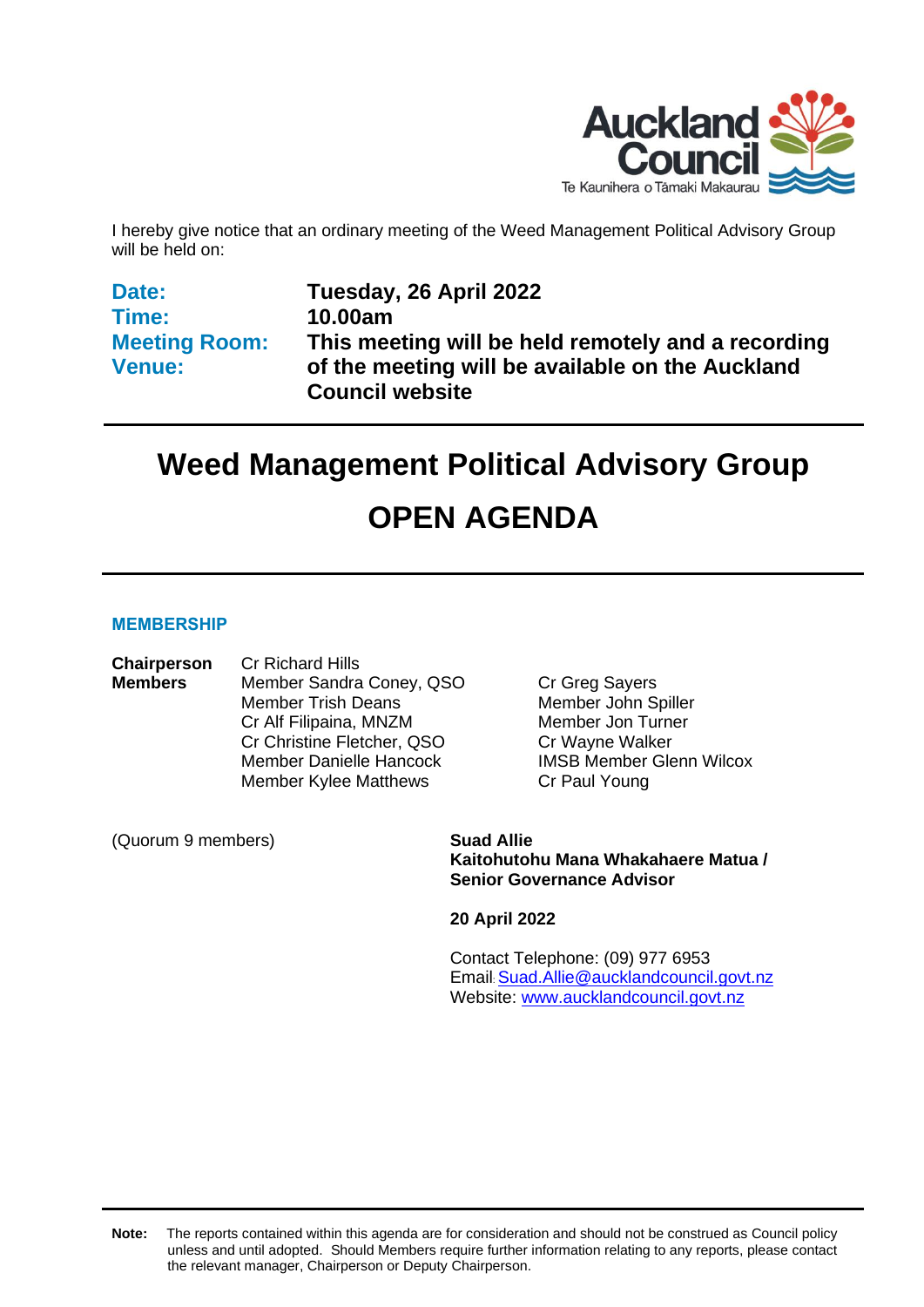I hereby give notice that an ordinary meeting of the Weed Management Political Advisory Group will be held on:

| | |
|---|---|
| **Date:** | **Tuesday, 26 April 2022** |
| **Time:** | **10.00am** |
| **Meeting Room:** | **This meeting will be held remotely and a recording of the meeting will be available on the Auckland Council website** |
| **Venue:** | |

# Weed Management Political Advisory Group

# OPEN AGENDA

## MEMBERSHIP

| | | |
|---|---|---|
| **Chairperson** | Cr Richard Hills | |
| **Members** | Member Sandra Coney, QSO | Cr Greg Sayers |
| | Member Trish Deans | Member John Spiller |
| | Cr Alf Filipaina, MNZM | Member Jon Turner |
| | Cr Christine Fletcher, QSO | Cr Wayne Walker |
| | Member Danielle Hancock | IMSB Member Glenn Wilcox |
| | Member Kylee Matthews | Cr Paul Young |

(Quorum 9 members)

**Suad Allie**
**Kaitohutohu Mana Whakahaere Matua / Senior Governance Advisor**

**20 April 2022**

Contact Telephone: (09) 977 6953
Email: Suad.Allie@aucklandcouncil.govt.nz
Website: www.aucklandcouncil.govt.nz

**Note:** The reports contained within this agenda are for consideration and should not be construed as Council policy unless and until adopted. Should Members require further information relating to any reports, please contact the relevant manager, Chairperson or Deputy Chairperson.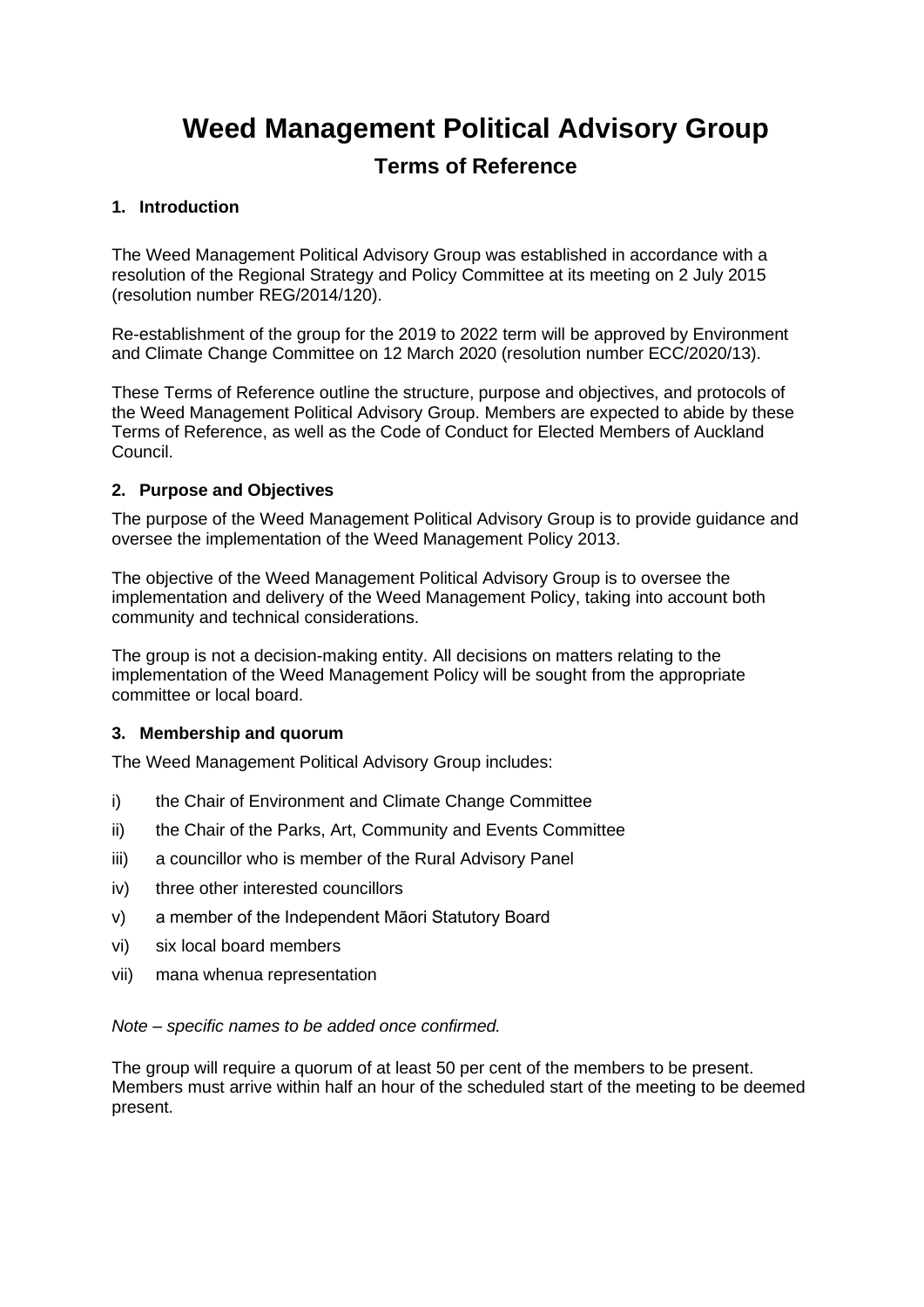# Weed Management Political Advisory Group

## Terms of Reference

### 1. Introduction

The Weed Management Political Advisory Group was established in accordance with a resolution of the Regional Strategy and Policy Committee at its meeting on 2 July 2015 (resolution number REG/2014/120).

Re-establishment of the group for the 2019 to 2022 term will be approved by Environment and Climate Change Committee on 12 March 2020 (resolution number ECC/2020/13).

These Terms of Reference outline the structure, purpose and objectives, and protocols of the Weed Management Political Advisory Group. Members are expected to abide by these Terms of Reference, as well as the Code of Conduct for Elected Members of Auckland Council.

### 2. Purpose and Objectives

The purpose of the Weed Management Political Advisory Group is to provide guidance and oversee the implementation of the Weed Management Policy 2013.

The objective of the Weed Management Political Advisory Group is to oversee the implementation and delivery of the Weed Management Policy, taking into account both community and technical considerations.

The group is not a decision-making entity. All decisions on matters relating to the implementation of the Weed Management Policy will be sought from the appropriate committee or local board.

### 3. Membership and quorum

The Weed Management Political Advisory Group includes:

i) the Chair of Environment and Climate Change Committee

ii) the Chair of the Parks, Art, Community and Events Committee

iii) a councillor who is member of the Rural Advisory Panel

iv) three other interested councillors

v) a member of the Independent Māori Statutory Board

vi) six local board members

vii) mana whenua representation

*Note – specific names to be added once confirmed.*

The group will require a quorum of at least 50 per cent of the members to be present. Members must arrive within half an hour of the scheduled start of the meeting to be deemed present.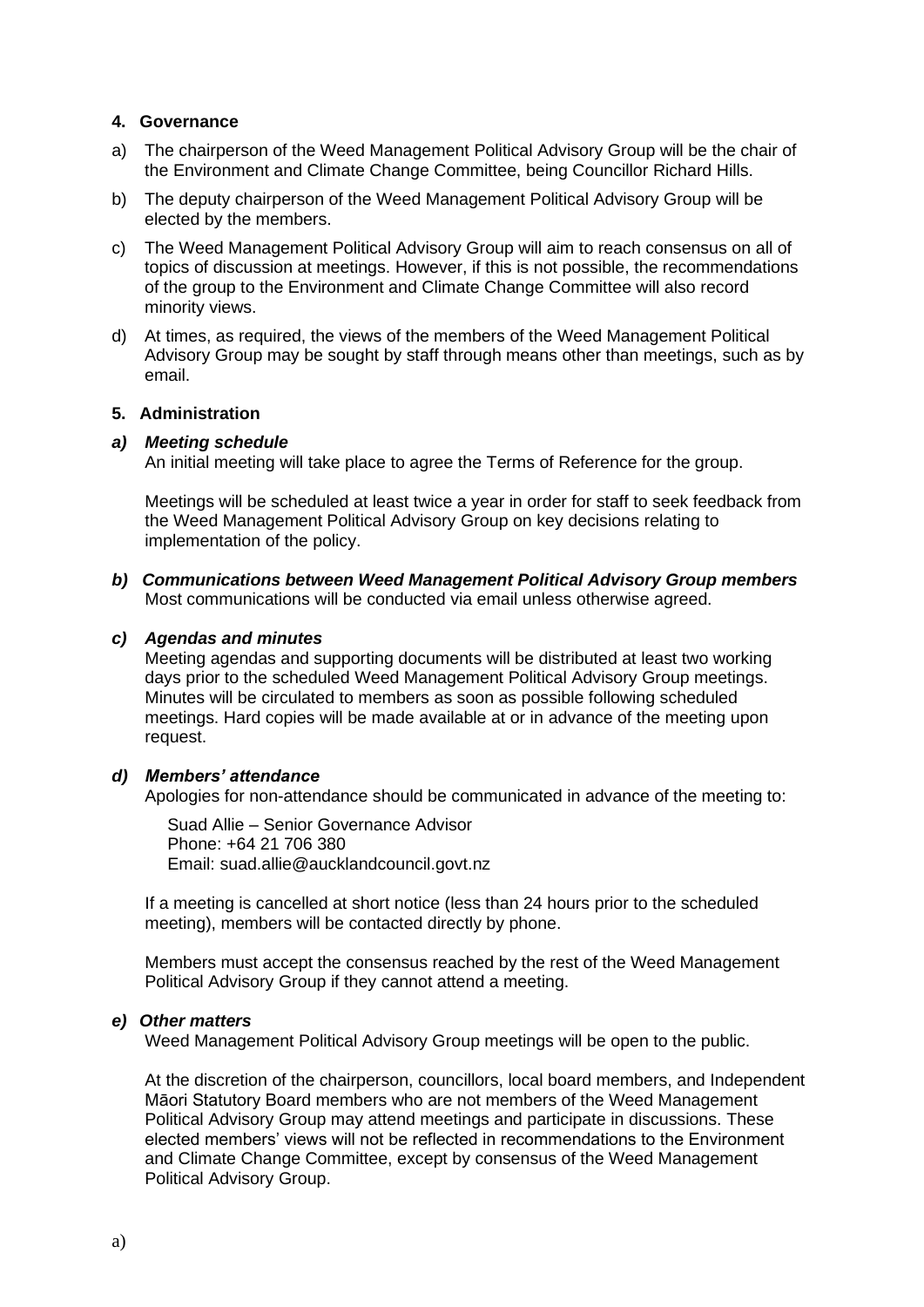## 4. Governance

a) The chairperson of the Weed Management Political Advisory Group will be the chair of the Environment and Climate Change Committee, being Councillor Richard Hills.

b) The deputy chairperson of the Weed Management Political Advisory Group will be elected by the members.

c) The Weed Management Political Advisory Group will aim to reach consensus on all of topics of discussion at meetings. However, if this is not possible, the recommendations of the group to the Environment and Climate Change Committee will also record minority views.

d) At times, as required, the views of the members of the Weed Management Political Advisory Group may be sought by staff through means other than meetings, such as by email.

## 5. Administration

***a) Meeting schedule***

An initial meeting will take place to agree the Terms of Reference for the group.

Meetings will be scheduled at least twice a year in order for staff to seek feedback from the Weed Management Political Advisory Group on key decisions relating to implementation of the policy.

***b) Communications between Weed Management Political Advisory Group members***

Most communications will be conducted via email unless otherwise agreed.

***c) Agendas and minutes***

Meeting agendas and supporting documents will be distributed at least two working days prior to the scheduled Weed Management Political Advisory Group meetings. Minutes will be circulated to members as soon as possible following scheduled meetings. Hard copies will be made available at or in advance of the meeting upon request.

***d) Members' attendance***

Apologies for non-attendance should be communicated in advance of the meeting to:

Suad Allie – Senior Governance Advisor
Phone: +64 21 706 380
Email: suad.allie@aucklandcouncil.govt.nz

If a meeting is cancelled at short notice (less than 24 hours prior to the scheduled meeting), members will be contacted directly by phone.

Members must accept the consensus reached by the rest of the Weed Management Political Advisory Group if they cannot attend a meeting.

***e) Other matters***

Weed Management Political Advisory Group meetings will be open to the public.

At the discretion of the chairperson, councillors, local board members, and Independent Māori Statutory Board members who are not members of the Weed Management Political Advisory Group may attend meetings and participate in discussions. These elected members' views will not be reflected in recommendations to the Environment and Climate Change Committee, except by consensus of the Weed Management Political Advisory Group.

a)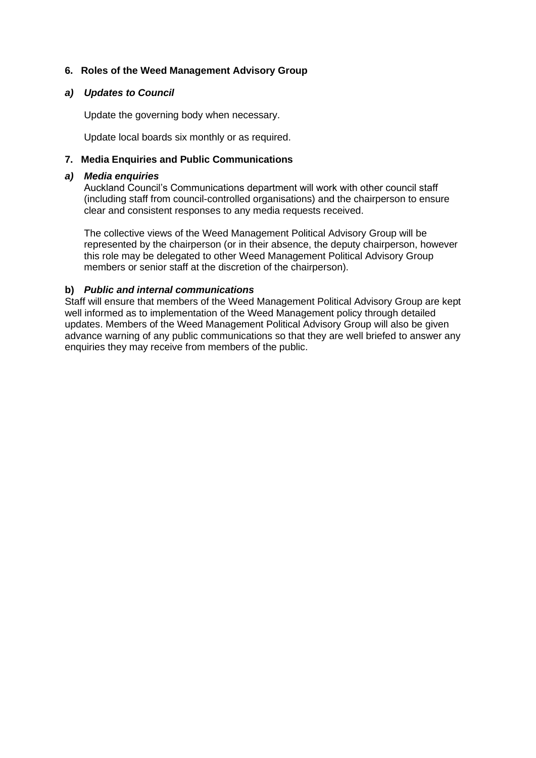## 6. Roles of the Weed Management Advisory Group

### *a) Updates to Council*

Update the governing body when necessary.

Update local boards six monthly or as required.

## 7. Media Enquiries and Public Communications

### *a) Media enquiries*

Auckland Council's Communications department will work with other council staff (including staff from council-controlled organisations) and the chairperson to ensure clear and consistent responses to any media requests received.

The collective views of the Weed Management Political Advisory Group will be represented by the chairperson (or in their absence, the deputy chairperson, however this role may be delegated to other Weed Management Political Advisory Group members or senior staff at the discretion of the chairperson).

### **b)** *Public and internal communications*

Staff will ensure that members of the Weed Management Political Advisory Group are kept well informed as to implementation of the Weed Management policy through detailed updates. Members of the Weed Management Political Advisory Group will also be given advance warning of any public communications so that they are well briefed to answer any enquiries they may receive from members of the public.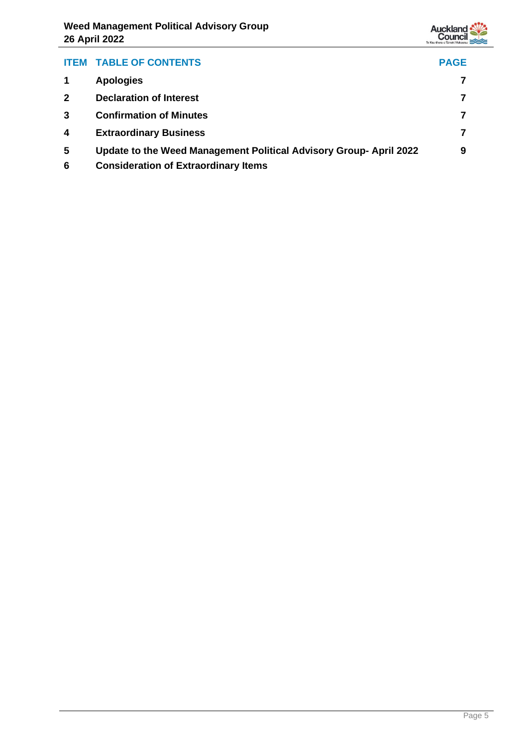| ITEM | TABLE OF CONTENTS | PAGE |
|---|---|---|
| 1 | Apologies | 7 |
| 2 | Declaration of Interest | 7 |
| 3 | Confirmation of Minutes | 7 |
| 4 | Extraordinary Business | 7 |
| 5 | Update to the Weed Management Political Advisory Group- April 2022 | 9 |
| 6 | Consideration of Extraordinary Items | |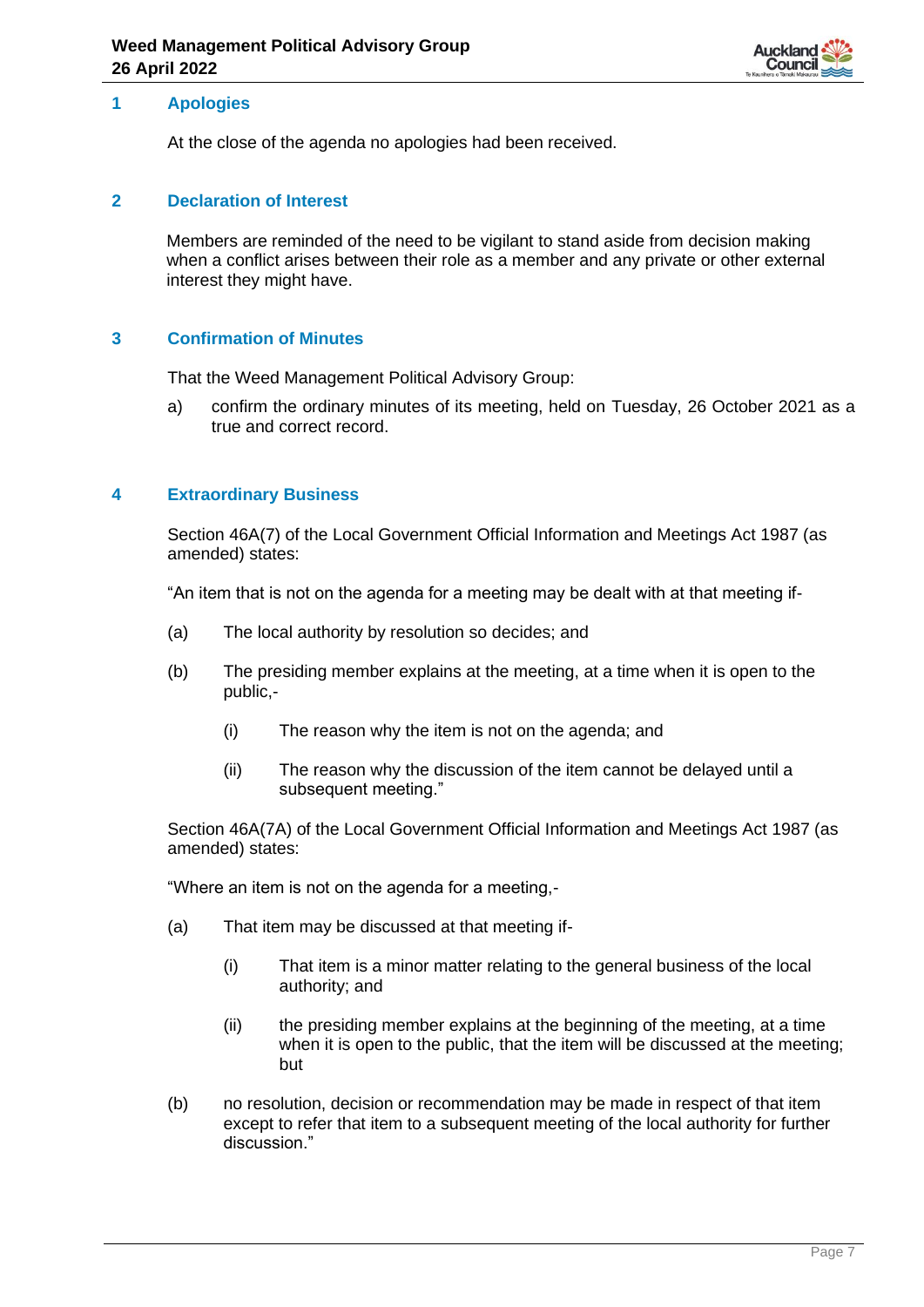## 1 Apologies

At the close of the agenda no apologies had been received.

## 2 Declaration of Interest

Members are reminded of the need to be vigilant to stand aside from decision making when a conflict arises between their role as a member and any private or other external interest they might have.

## 3 Confirmation of Minutes

That the Weed Management Political Advisory Group:

a) confirm the ordinary minutes of its meeting, held on Tuesday, 26 October 2021 as a true and correct record.

## 4 Extraordinary Business

Section 46A(7) of the Local Government Official Information and Meetings Act 1987 (as amended) states:

"An item that is not on the agenda for a meeting may be dealt with at that meeting if-

(a) The local authority by resolution so decides; and

(b) The presiding member explains at the meeting, at a time when it is open to the public,-

(i) The reason why the item is not on the agenda; and

(ii) The reason why the discussion of the item cannot be delayed until a subsequent meeting."

Section 46A(7A) of the Local Government Official Information and Meetings Act 1987 (as amended) states:

"Where an item is not on the agenda for a meeting,-

(a) That item may be discussed at that meeting if-

(i) That item is a minor matter relating to the general business of the local authority; and

(ii) the presiding member explains at the beginning of the meeting, at a time when it is open to the public, that the item will be discussed at the meeting; but

(b) no resolution, decision or recommendation may be made in respect of that item except to refer that item to a subsequent meeting of the local authority for further discussion."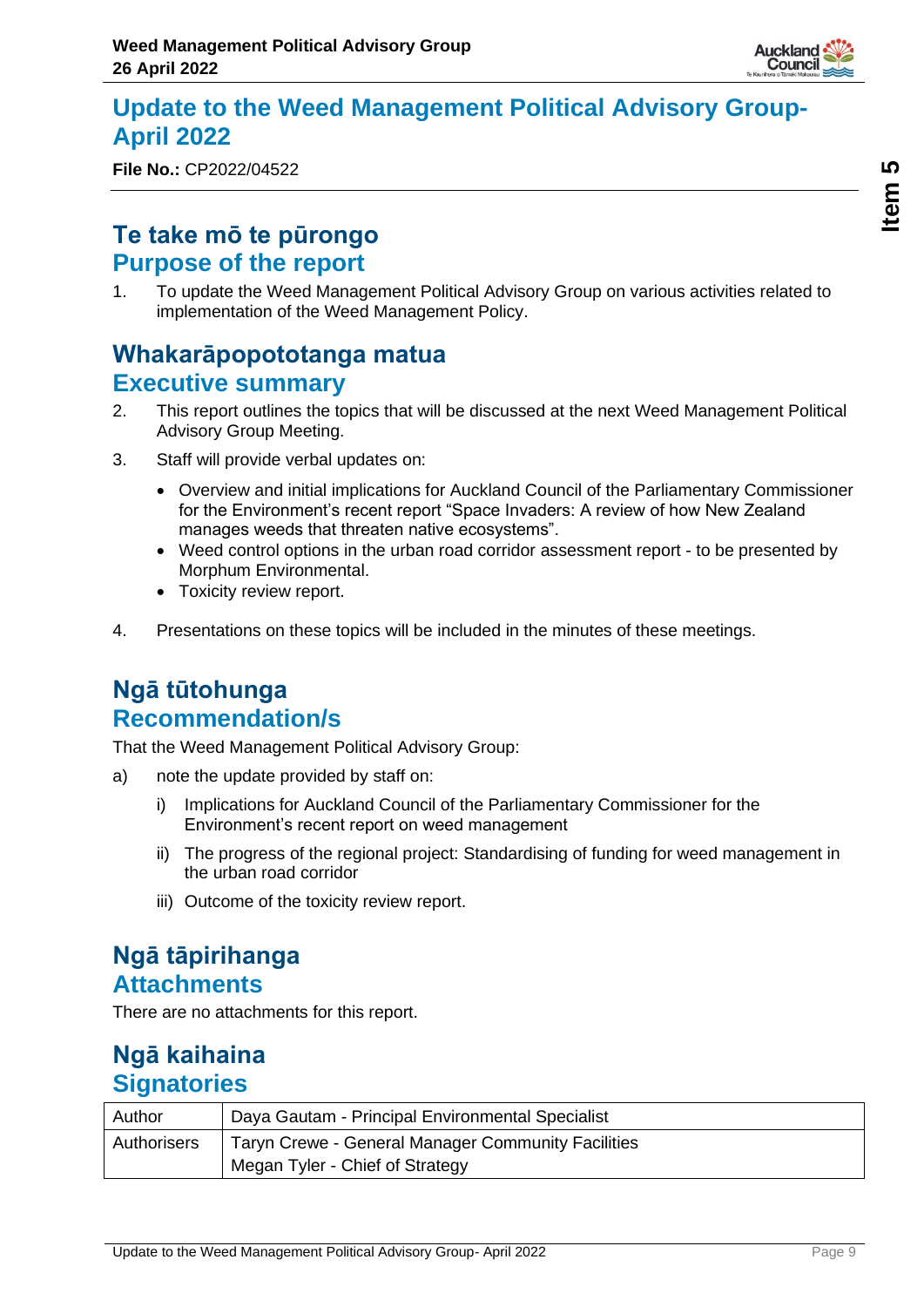# Update to the Weed Management Political Advisory Group- April 2022

**File No.:** CP2022/04522

## Te take mō te pūrongo
## Purpose of the report

1. To update the Weed Management Political Advisory Group on various activities related to implementation of the Weed Management Policy.

## Whakarāpopototanga matua
## Executive summary

2. This report outlines the topics that will be discussed at the next Weed Management Political Advisory Group Meeting.

3. Staff will provide verbal updates on:
   - Overview and initial implications for Auckland Council of the Parliamentary Commissioner for the Environment's recent report "Space Invaders: A review of how New Zealand manages weeds that threaten native ecosystems".
   - Weed control options in the urban road corridor assessment report - to be presented by Morphum Environmental.
   - Toxicity review report.

4. Presentations on these topics will be included in the minutes of these meetings.

## Ngā tūtohunga
## Recommendation/s

That the Weed Management Political Advisory Group:

a) note the update provided by staff on:

   i) Implications for Auckland Council of the Parliamentary Commissioner for the Environment's recent report on weed management

   ii) The progress of the regional project: Standardising of funding for weed management in the urban road corridor

   iii) Outcome of the toxicity review report.

## Ngā tāpirihanga
## Attachments

There are no attachments for this report.

## Ngā kaihaina
## Signatories

| | |
|---|---|
| Author | Daya Gautam - Principal Environmental Specialist |
| Authorisers | Taryn Crewe - General Manager Community Facilities<br>Megan Tyler - Chief of Strategy |